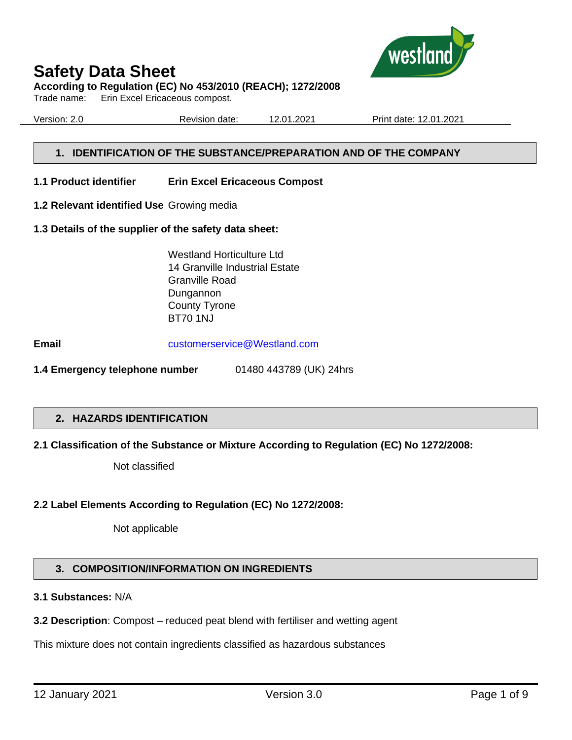# Safety Data Sheet

**According to Regulation (EC) No 453/2010 (REACH); 1272/2008**

Trade name: Erin Excel Ericaceous compost.

Version: 2.0 Revision date: 12.01.2021 Print date: 12.01.2021

## 1. IDENTIFICATION OF THE SUBSTANCE/PREPARATION AND OF THE COMPANY

**1.1 Product identifier** **Erin Excel Ericaceous Compost**

**1.2 Relevant identified Use** Growing media

**1.3 Details of the supplier of the safety data sheet:**

Westland Horticulture Ltd
14 Granville Industrial Estate
Granville Road
Dungannon
County Tyrone
BT70 1NJ

**Email** customerservice@Westland.com

**1.4 Emergency telephone number** 01480 443789 (UK) 24hrs

## 2. HAZARDS IDENTIFICATION

**2.1 Classification of the Substance or Mixture According to Regulation (EC) No 1272/2008:**

Not classified

**2.2 Label Elements According to Regulation (EC) No 1272/2008:**

Not applicable

## 3. COMPOSITION/INFORMATION ON INGREDIENTS

**3.1 Substances:** N/A

**3.2 Description**: Compost – reduced peat blend with fertiliser and wetting agent

This mixture does not contain ingredients classified as hazardous substances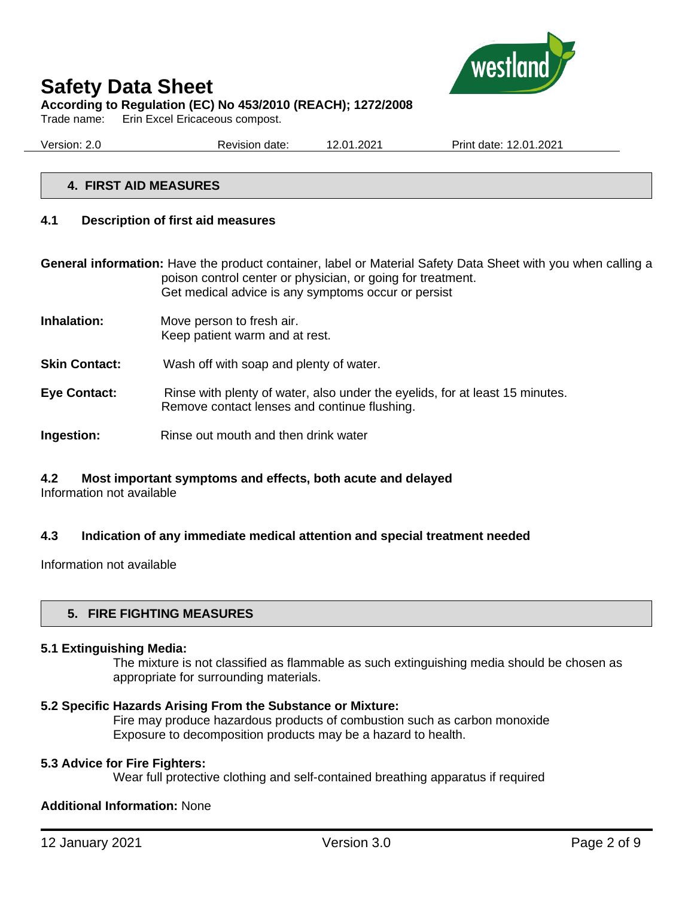## 4. FIRST AID MEASURES

### 4.1 Description of first aid measures

**General information:** Have the product container, label or Material Safety Data Sheet with you when calling a poison control center or physician, or going for treatment.
Get medical advice is any symptoms occur or persist

**Inhalation:** Move person to fresh air.
Keep patient warm and at rest.

**Skin Contact:** Wash off with soap and plenty of water.

**Eye Contact:** Rinse with plenty of water, also under the eyelids, for at least 15 minutes.
Remove contact lenses and continue flushing.

**Ingestion:** Rinse out mouth and then drink water

### 4.2 Most important symptoms and effects, both acute and delayed

Information not available

### 4.3 Indication of any immediate medical attention and special treatment needed

Information not available

## 5. FIRE FIGHTING MEASURES

**5.1 Extinguishing Media:**

The mixture is not classified as flammable as such extinguishing media should be chosen as appropriate for surrounding materials.

**5.2 Specific Hazards Arising From the Substance or Mixture:**

Fire may produce hazardous products of combustion such as carbon monoxide
Exposure to decomposition products may be a hazard to health.

**5.3 Advice for Fire Fighters:**

Wear full protective clothing and self-contained breathing apparatus if required

**Additional Information:** None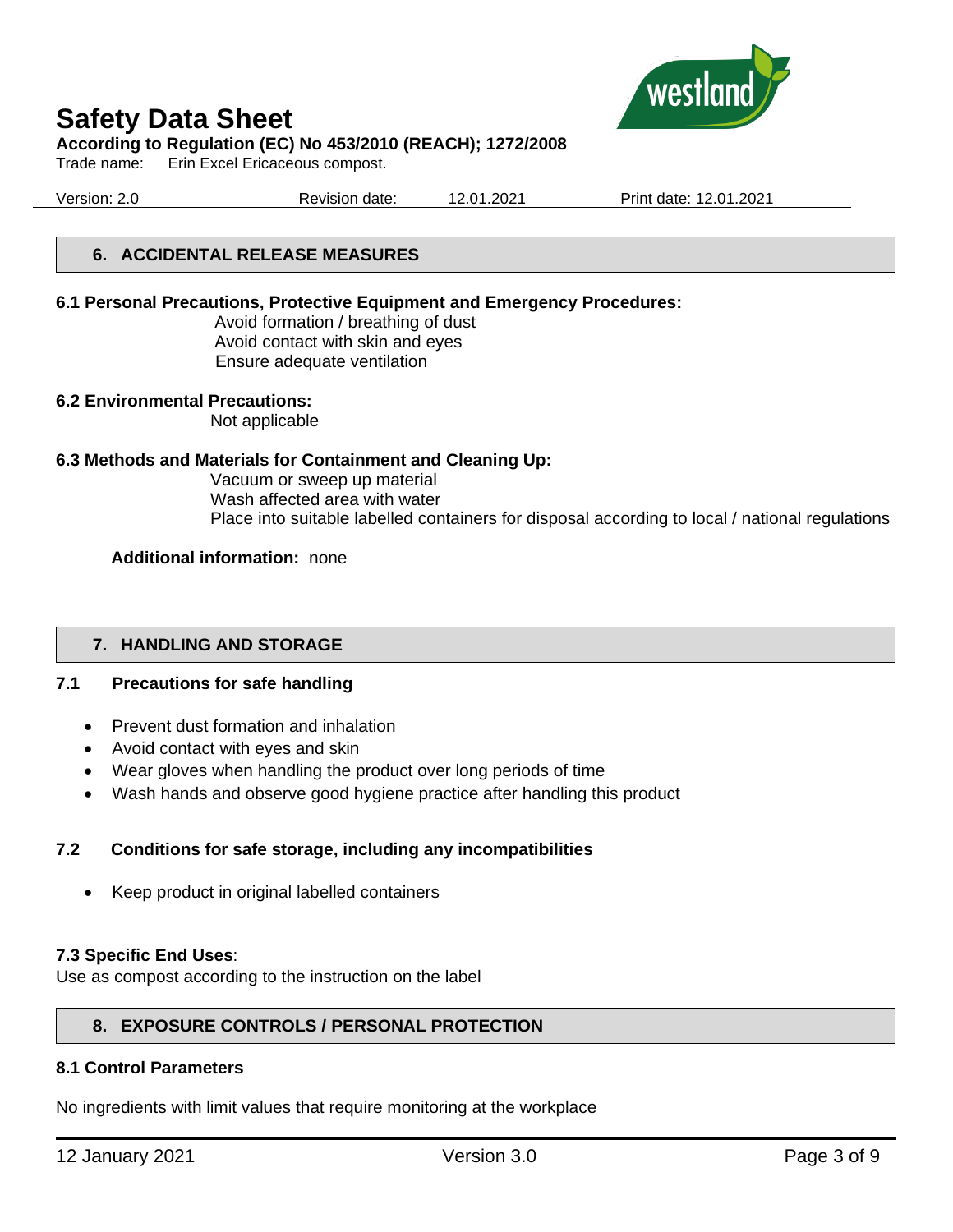## 6. ACCIDENTAL RELEASE MEASURES

**6.1 Personal Precautions, Protective Equipment and Emergency Procedures:**

Avoid formation / breathing of dust
Avoid contact with skin and eyes
Ensure adequate ventilation

**6.2 Environmental Precautions:**

Not applicable

**6.3 Methods and Materials for Containment and Cleaning Up:**

Vacuum or sweep up material
Wash affected area with water
Place into suitable labelled containers for disposal according to local / national regulations

**Additional information:** none

## 7. HANDLING AND STORAGE

**7.1 Precautions for safe handling**

- Prevent dust formation and inhalation
- Avoid contact with eyes and skin
- Wear gloves when handling the product over long periods of time
- Wash hands and observe good hygiene practice after handling this product

**7.2 Conditions for safe storage, including any incompatibilities**

- Keep product in original labelled containers

**7.3 Specific End Uses**:

Use as compost according to the instruction on the label

## 8. EXPOSURE CONTROLS / PERSONAL PROTECTION

**8.1 Control Parameters**

No ingredients with limit values that require monitoring at the workplace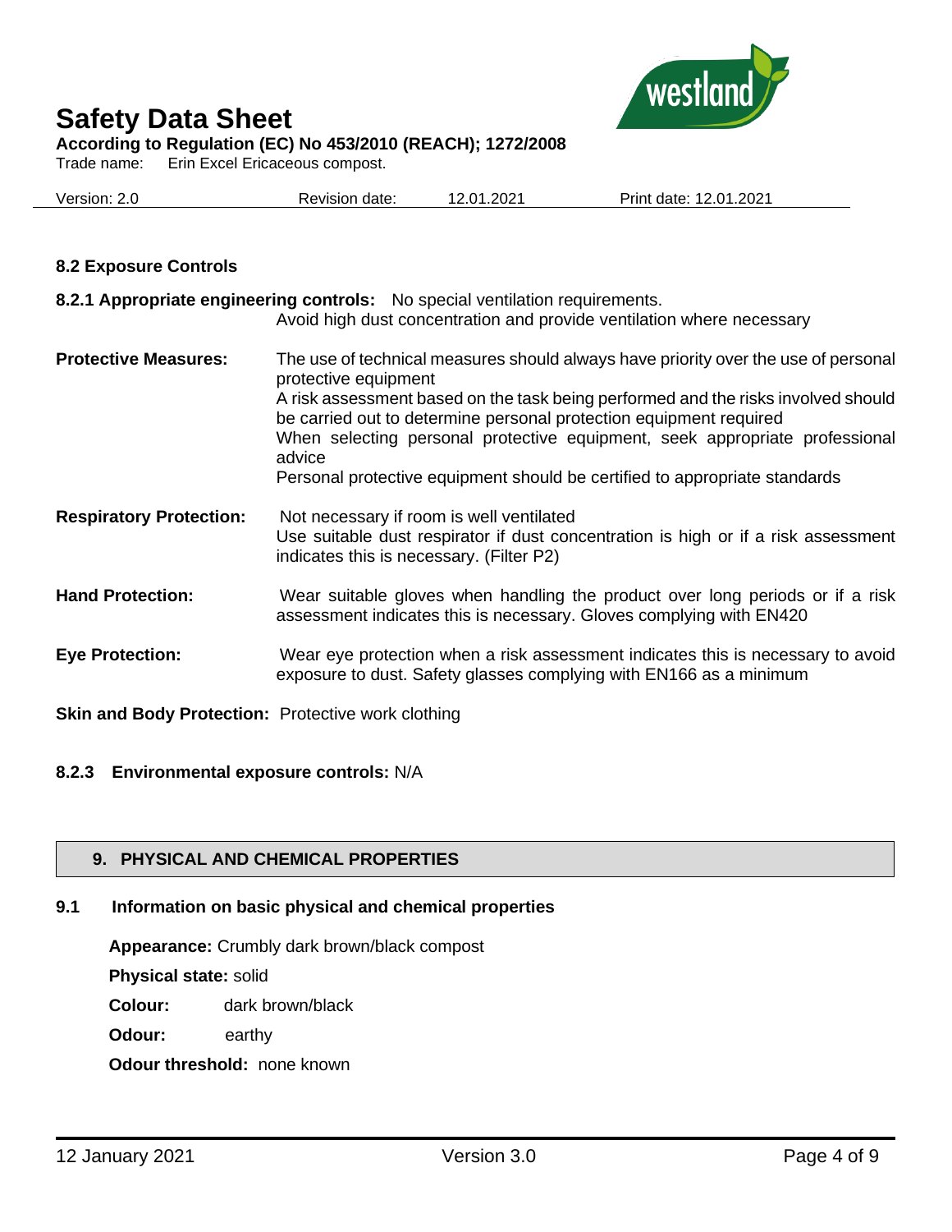### 8.2 Exposure Controls

**8.2.1 Appropriate engineering controls:** No special ventilation requirements.
Avoid high dust concentration and provide ventilation where necessary

**Protective Measures:** The use of technical measures should always have priority over the use of personal protective equipment
A risk assessment based on the task being performed and the risks involved should be carried out to determine personal protection equipment required
When selecting personal protective equipment, seek appropriate professional advice
Personal protective equipment should be certified to appropriate standards

**Respiratory Protection:** Not necessary if room is well ventilated
Use suitable dust respirator if dust concentration is high or if a risk assessment indicates this is necessary. (Filter P2)

**Hand Protection:** Wear suitable gloves when handling the product over long periods or if a risk assessment indicates this is necessary. Gloves complying with EN420

**Eye Protection:** Wear eye protection when a risk assessment indicates this is necessary to avoid exposure to dust. Safety glasses complying with EN166 as a minimum

**Skin and Body Protection:** Protective work clothing

**8.2.3 Environmental exposure controls:** N/A

## 9. PHYSICAL AND CHEMICAL PROPERTIES

### 9.1 Information on basic physical and chemical properties

**Appearance:** Crumbly dark brown/black compost

**Physical state:** solid

**Colour:** dark brown/black

**Odour:** earthy

**Odour threshold:** none known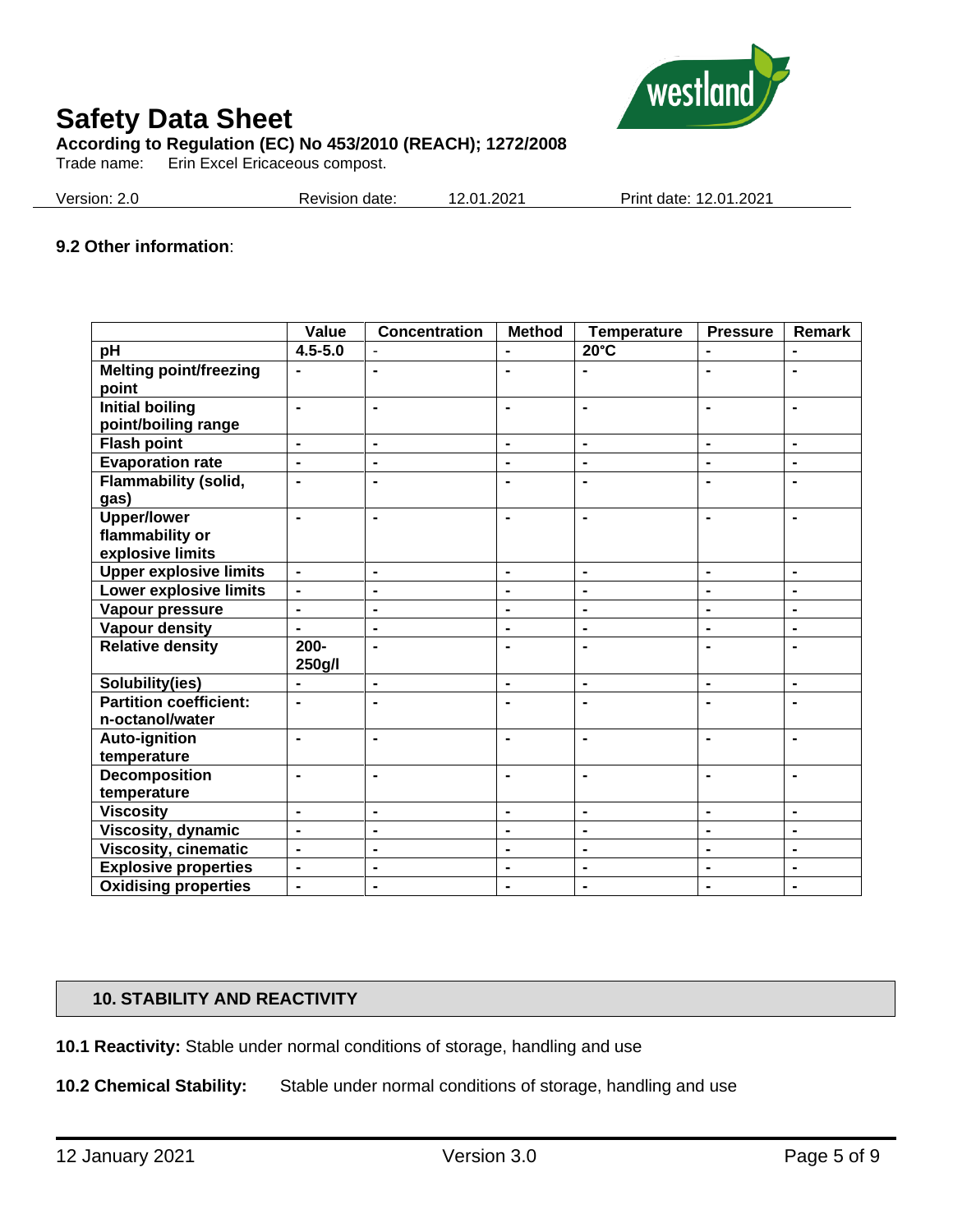### 9.2 Other information:

| | Value | Concentration | Method | Temperature | Pressure | Remark |
|---|---|---|---|---|---|---|
| pH | 4.5-5.0 | - | - | 20°C | - | - |
| Melting point/freezing point | - | - | - | - | - | - |
| Initial boiling point/boiling range | - | - | - | - | - | - |
| Flash point | - | - | - | - | - | - |
| Evaporation rate | - | - | - | - | - | - |
| Flammability (solid, gas) | - | - | - | - | - | - |
| Upper/lower flammability or explosive limits | - | - | - | - | - | - |
| Upper explosive limits | - | - | - | - | - | - |
| Lower explosive limits | - | - | - | - | - | - |
| Vapour pressure | - | - | - | - | - | - |
| Vapour density | - | - | - | - | - | - |
| Relative density | 200-250g/l | - | - | - | - | - |
| Solubility(ies) | - | - | - | - | - | - |
| Partition coefficient: n-octanol/water | - | - | - | - | - | - |
| Auto-ignition temperature | - | - | - | - | - | - |
| Decomposition temperature | - | - | - | - | - | - |
| Viscosity | - | - | - | - | - | - |
| Viscosity, dynamic | - | - | - | - | - | - |
| Viscosity, cinematic | - | - | - | - | - | - |
| Explosive properties | - | - | - | - | - | - |
| Oxidising properties | - | - | - | - | - | - |

## 10. STABILITY AND REACTIVITY

**10.1 Reactivity:** Stable under normal conditions of storage, handling and use

**10.2 Chemical Stability:** Stable under normal conditions of storage, handling and use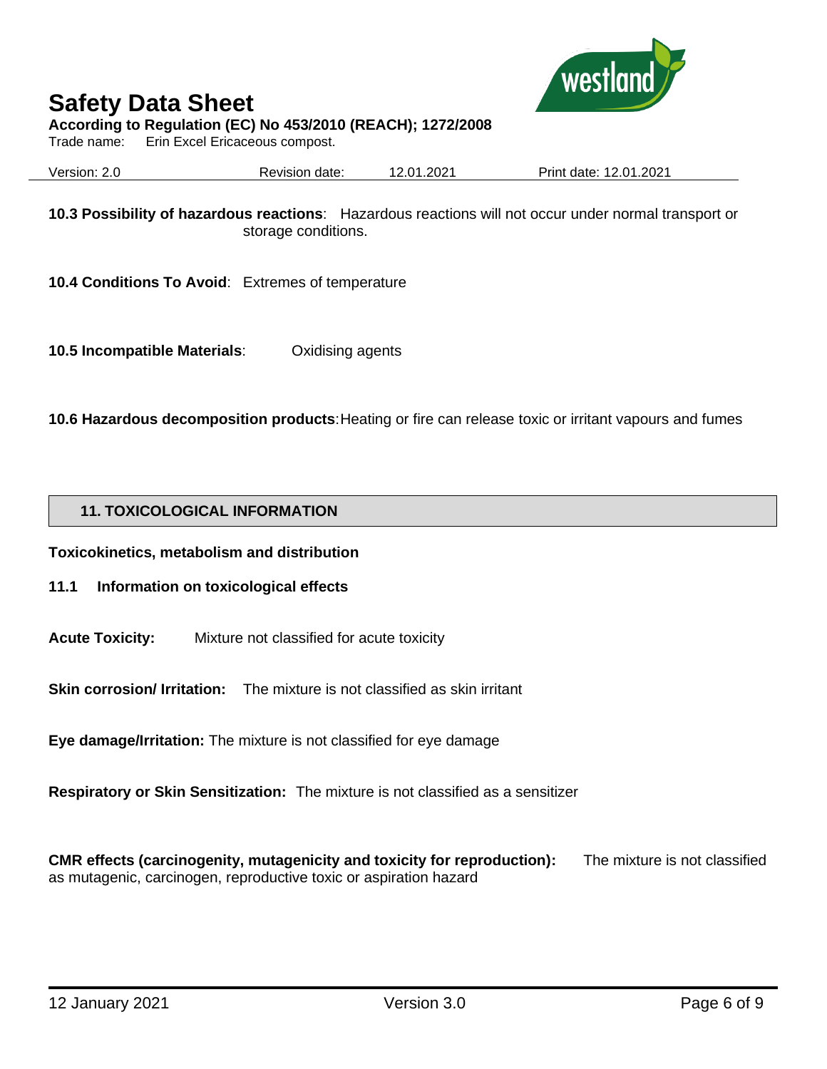**10.3 Possibility of hazardous reactions**: Hazardous reactions will not occur under normal transport or storage conditions.

**10.4 Conditions To Avoid**: Extremes of temperature

**10.5 Incompatible Materials**: Oxidising agents

**10.6 Hazardous decomposition products**: Heating or fire can release toxic or irritant vapours and fumes

## 11. TOXICOLOGICAL INFORMATION

**Toxicokinetics, metabolism and distribution**

**11.1 Information on toxicological effects**

**Acute Toxicity:** Mixture not classified for acute toxicity

**Skin corrosion/ Irritation:** The mixture is not classified as skin irritant

**Eye damage/Irritation:** The mixture is not classified for eye damage

**Respiratory or Skin Sensitization:** The mixture is not classified as a sensitizer

**CMR effects (carcinogenity, mutagenicity and toxicity for reproduction):** The mixture is not classified as mutagenic, carcinogen, reproductive toxic or aspiration hazard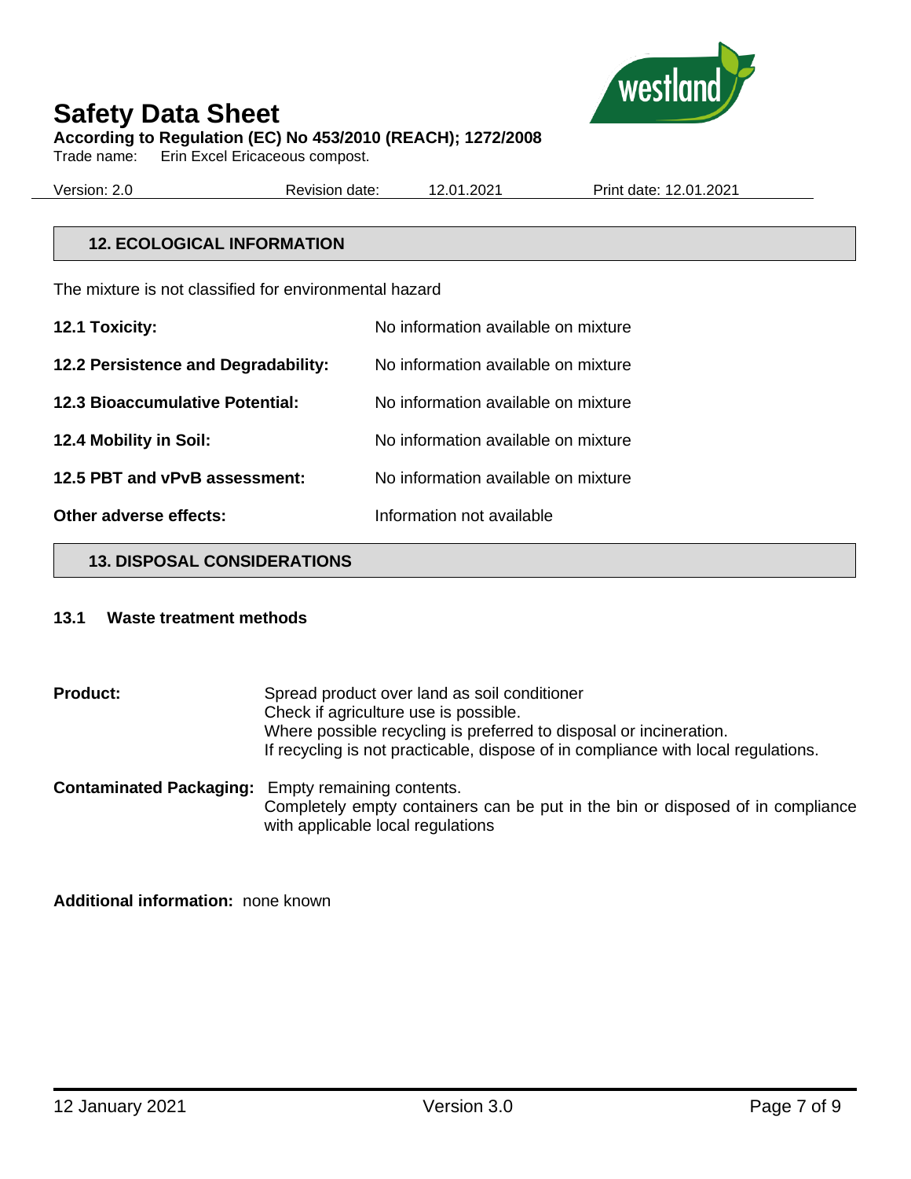## 12. ECOLOGICAL INFORMATION

The mixture is not classified for environmental hazard

| | |
|---|---|
| **12.1 Toxicity:** | No information available on mixture |
| **12.2 Persistence and Degradability:** | No information available on mixture |
| **12.3 Bioaccumulative Potential:** | No information available on mixture |
| **12.4 Mobility in Soil:** | No information available on mixture |
| **12.5 PBT and vPvB assessment:** | No information available on mixture |
| **Other adverse effects:** | Information not available |

## 13. DISPOSAL CONSIDERATIONS

### 13.1 Waste treatment methods

**Product:** Spread product over land as soil conditioner
Check if agriculture use is possible.
Where possible recycling is preferred to disposal or incineration.
If recycling is not practicable, dispose of in compliance with local regulations.

**Contaminated Packaging:** Empty remaining contents.
Completely empty containers can be put in the bin or disposed of in compliance with applicable local regulations

**Additional information:** none known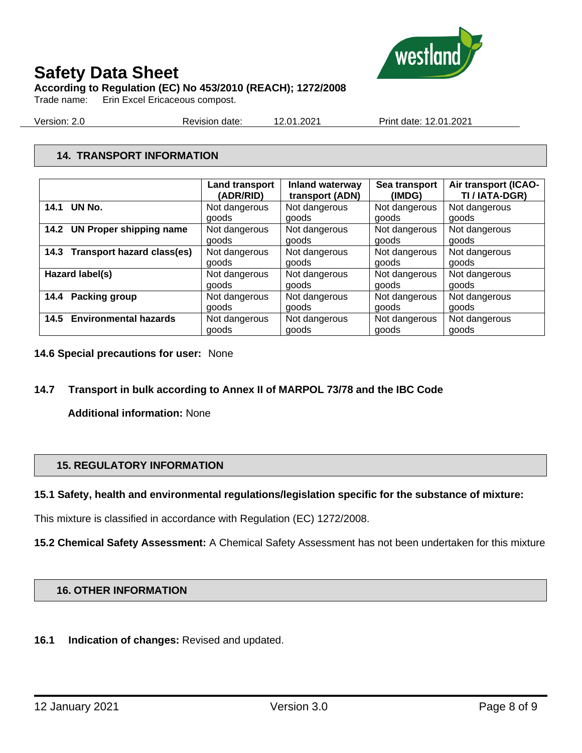## 14. TRANSPORT INFORMATION

| | Land transport (ADR/RID) | Inland waterway transport (ADN) | Sea transport (IMDG) | Air transport (ICAO-TI / IATA-DGR) |
|---|---|---|---|---|
| **14.1 UN No.** | Not dangerous goods | Not dangerous goods | Not dangerous goods | Not dangerous goods |
| **14.2 UN Proper shipping name** | Not dangerous goods | Not dangerous goods | Not dangerous goods | Not dangerous goods |
| **14.3 Transport hazard class(es)** | Not dangerous goods | Not dangerous goods | Not dangerous goods | Not dangerous goods |
| **Hazard label(s)** | Not dangerous goods | Not dangerous goods | Not dangerous goods | Not dangerous goods |
| **14.4 Packing group** | Not dangerous goods | Not dangerous goods | Not dangerous goods | Not dangerous goods |
| **14.5 Environmental hazards** | Not dangerous goods | Not dangerous goods | Not dangerous goods | Not dangerous goods |

**14.6 Special precautions for user:** None

**14.7 Transport in bulk according to Annex II of MARPOL 73/78 and the IBC Code**

**Additional information:** None

## 15. REGULATORY INFORMATION

**15.1 Safety, health and environmental regulations/legislation specific for the substance of mixture:**

This mixture is classified in accordance with Regulation (EC) 1272/2008.

**15.2 Chemical Safety Assessment:** A Chemical Safety Assessment has not been undertaken for this mixture

## 16. OTHER INFORMATION

**16.1 Indication of changes:** Revised and updated.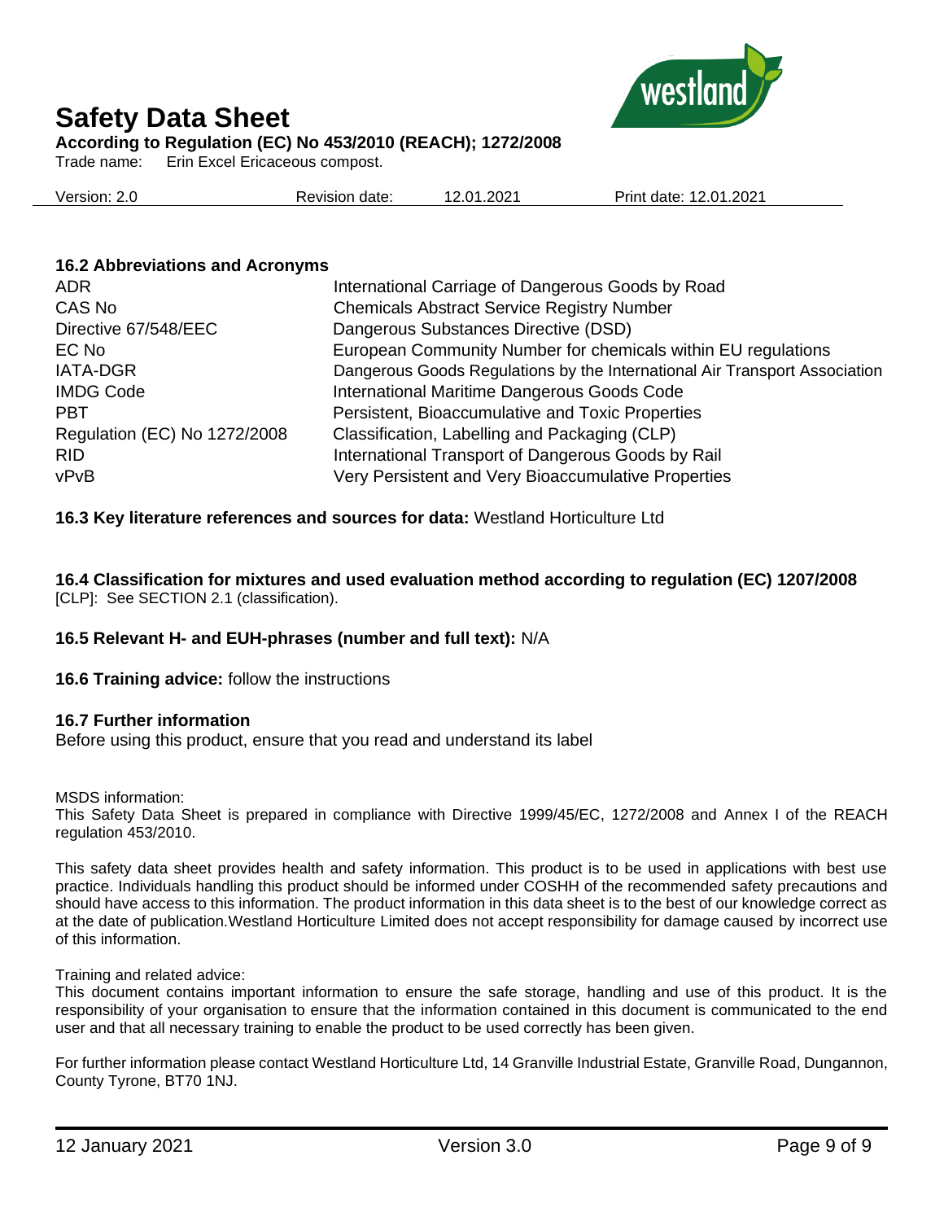### 16.2 Abbreviations and Acronyms

| | |
|---|---|
| ADR | International Carriage of Dangerous Goods by Road |
| CAS No | Chemicals Abstract Service Registry Number |
| Directive 67/548/EEC | Dangerous Substances Directive (DSD) |
| EC No | European Community Number for chemicals within EU regulations |
| IATA-DGR | Dangerous Goods Regulations by the International Air Transport Association |
| IMDG Code | International Maritime Dangerous Goods Code |
| PBT | Persistent, Bioaccumulative and Toxic Properties |
| Regulation (EC) No 1272/2008 | Classification, Labelling and Packaging (CLP) |
| RID | International Transport of Dangerous Goods by Rail |
| vPvB | Very Persistent and Very Bioaccumulative Properties |

**16.3 Key literature references and sources for data:** Westland Horticulture Ltd

**16.4 Classification for mixtures and used evaluation method according to regulation (EC) 1207/2008**
[CLP]: See SECTION 2.1 (classification).

**16.5 Relevant H- and EUH-phrases (number and full text):** N/A

**16.6 Training advice:** follow the instructions

### 16.7 Further information

Before using this product, ensure that you read and understand its label

MSDS information:
This Safety Data Sheet is prepared in compliance with Directive 1999/45/EC, 1272/2008 and Annex I of the REACH regulation 453/2010.

This safety data sheet provides health and safety information. This product is to be used in applications with best use practice. Individuals handling this product should be informed under COSHH of the recommended safety precautions and should have access to this information. The product information in this data sheet is to the best of our knowledge correct as at the date of publication.Westland Horticulture Limited does not accept responsibility for damage caused by incorrect use of this information.

Training and related advice:
This document contains important information to ensure the safe storage, handling and use of this product. It is the responsibility of your organisation to ensure that the information contained in this document is communicated to the end user and that all necessary training to enable the product to be used correctly has been given.

For further information please contact Westland Horticulture Ltd, 14 Granville Industrial Estate, Granville Road, Dungannon, County Tyrone, BT70 1NJ.